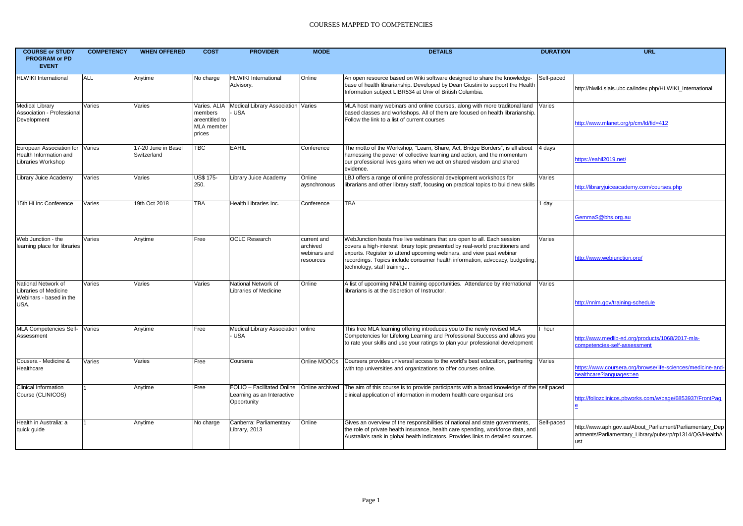# COURSES MAPPED TO COMPETENCIES

| COURSE or STUDY PROGRAM or PD EVENT | COMPETENCY | WHEN OFFERED | COST | PROVIDER | MODE | DETAILS | DURATION | URL |
|---|---|---|---|---|---|---|---|---|
| HLWIKI International | ALL | Anytime | No charge | HLWIKI International Advisory. | Online | An open resource based on Wiki software designed to share the knowledge-base of health librarianship. Developed by Dean Giustini to support the Health Information subject LIBR534 at Univ of British Columbia. | Self-paced | http://hlwiki.slais.ubc.ca/index.php/HLWIKI_International |
| Medical Library Association - Professional Development | Varies | Varies | Varies. ALIA members areentitled to MLA member prices | Medical Library Association - USA | Varies | MLA host many webinars and online courses, along with more traditonal land based classes and workshops. All of them are focused on health librarianship. Follow the link to a list of current courses | Varies | http://www.mlanet.org/p/cm/ld/fid=412 |
| European Association for Health Information and Libraries Workshop | Varies | 17-20 June in Basel Switzerland | TBC | EAHIL | Conference | The motto of the Workshop, "Learn, Share, Act, Bridge Borders", is all about harnessing the power of collective learning and action, and the momentum our professional lives gains when we act on shared wisdom and shared evidence. | 4 days | https://eahil2019.net/ |
| Library Juice Academy | Varies | Varies | US$ 175-250. | Library Juice Academy | Online aysnchronous | LBJ offers a range of online professional development workshops for librarians and other library staff, focusing on practical topics to build new skills | Varies | http://libraryjuiceacademy.com/courses.php |
| 15th HLinc Conference | Varies | 19th Oct 2018 | TBA | Health Libraries Inc. | Conference | TBA | 1 day | GemmaS@bhs.org.au |
| Web Junction - the learning place for libraries | Varies | Anytime | Free | OCLC Research | current and archived webinars and resources | WebJunction hosts free live webinars that are open to all. Each session covers a high-interest library topic presented by real-world practitioners and experts. Register to attend upcoming webinars, and view past webinar recordings. Topics include consumer health information, advocacy, budgeting, technology, staff training... | Varies | http://www.webjunction.org/ |
| National Network of Libraries of Medicine Webinars - based in the USA. | Varies | Varies | Varies | National Network of Libraries of Medicine | Online | A list of upcoming NN/LM training opportunities. Attendance by international librarians is at the discretion of Instructor. | Varies | http://nnlm.gov/training-schedule |
| MLA Competencies Self-Assessment | Varies | Anytime | Free | Medical Library Association - USA | online | This free MLA learning offering introduces you to the newly revised MLA Competencies for Lifelong Learning and Professional Success and allows you to rate your skills and use your ratings to plan your professional development | I hour | http://www.medlib-ed.org/products/1068/2017-mla-competencies-self-assessment |
| Cousera - Medicine & Healthcare | Varies | Varies | Free | Coursera | Online MOOCs | Coursera provides universal access to the world's best education, partnering with top universities and organizations to offer courses online. | Varies | https://www.coursera.org/browse/life-sciences/medicine-and-healthcare?languages=en |
| Clinical Information Course (CLINICOS) | 1 | Anytime | Free | FOLIO – Facilitated Online Learning as an Interactive Opportunity | Online archived | The aim of this course is to provide participants with a broad knowledge of the clinical application of information in modern health care organisations | self paced | http://foliozclinicos.pbworks.com/w/page/6853937/FrontPage |
| Health in Australia: a quick guide | 1 | Anytime | No charge | Canberra: Parliamentary Library, 2013 | Online | Gives an overview of the responsibilities of national and state governments, the role of private health insurance, health care spending, workforce data, and Australia's rank in global health indicators. Provides links to detailed sources. | Self-paced | http://www.aph.gov.au/About_Parliament/Parliamentary_Departments/Parliamentary_Library/pubs/rp/rp1314/QG/HealthAust |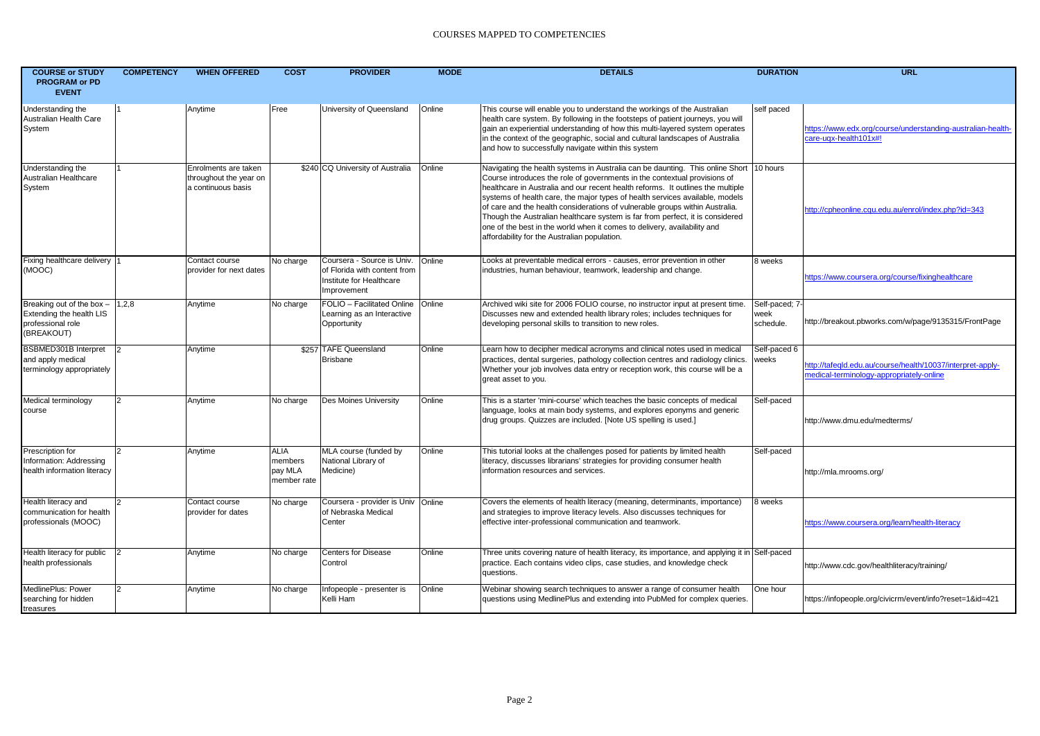# COURSES MAPPED TO COMPETENCIES

| COURSE or STUDY PROGRAM or PD EVENT | COMPETENCY | WHEN OFFERED | COST | PROVIDER | MODE | DETAILS | DURATION | URL |
|---|---|---|---|---|---|---|---|---|
| Understanding the Australian Health Care System | 1 | Anytime | Free | University of Queensland | Online | This course will enable you to understand the workings of the Australian health care system. By following in the footsteps of patient journeys, you will gain an experiential understanding of how this multi-layered system operates in the context of the geographic, social and cultural landscapes of Australia and how to successfully navigate within this system | self paced | https://www.edx.org/course/understanding-australian-health-care-uqx-health101x#! |
| Understanding the Australian Healthcare System | 1 | Enrolments are taken throughout the year on a continuous basis | $240 | CQ University of Australia | Online | Navigating the health systems in Australia can be daunting. This online Short Course introduces the role of governments in the contextual provisions of healthcare in Australia and our recent health reforms. It outlines the multiple systems of health care, the major types of health services available, models of care and the health considerations of vulnerable groups within Australia. Though the Australian healthcare system is far from perfect, it is considered one of the best in the world when it comes to delivery, availability and affordability for the Australian population. | 10 hours | http://cpheonline.cqu.edu.au/enrol/index.php?id=343 |
| Fixing healthcare delivery (MOOC) | 1 | Contact course provider for next dates | No charge | Coursera - Source is Univ. of Florida with content from Institute for Healthcare Improvement | Online | Looks at preventable medical errors - causes, error prevention in other industries, human behaviour, teamwork, leadership and change. | 8 weeks | https://www.coursera.org/course/fixinghealthcare |
| Breaking out of the box – Extending the health LIS professional role (BREAKOUT) | 1,2,8 | Anytime | No charge | FOLIO – Facilitated Online Learning as an Interactive Opportunity | Online | Archived wiki site for 2006 FOLIO course, no instructor input at present time. Discusses new and extended health library roles; includes techniques for developing personal skills to transition to new roles. | Self-paced; 7-week schedule. | http://breakout.pbworks.com/w/page/9135315/FrontPage |
| BSBMED301B Interpret and apply medical terminology appropriately | 2 | Anytime | $257 | TAFE Queensland Brisbane | Online | Learn how to decipher medical acronyms and clinical notes used in medical practices, dental surgeries, pathology collection centres and radiology clinics. Whether your job involves data entry or reception work, this course will be a great asset to you. | Self-paced 6 weeks | http://tafeqld.edu.au/course/health/10037/interpret-apply-medical-terminology-appropriately-online |
| Medical terminology course | 2 | Anytime | No charge | Des Moines University | Online | This is a starter 'mini-course' which teaches the basic concepts of medical language, looks at main body systems, and explores eponyms and generic drug groups. Quizzes are included. [Note US spelling is used.] | Self-paced | http://www.dmu.edu/medterms/ |
| Prescription for Information: Addressing health information literacy | 2 | Anytime | ALIA members pay MLA member rate | MLA course (funded by National Library of Medicine) | Online | This tutorial looks at the challenges posed for patients by limited health literacy, discusses librarians' strategies for providing consumer health information resources and services. | Self-paced | http://mla.mrooms.org/ |
| Health literacy and communication for health professionals (MOOC) | 2 | Contact course provider for dates | No charge | Coursera - provider is Univ of Nebraska Medical Center | Online | Covers the elements of health literacy (meaning, determinants, importance) and strategies to improve literacy levels. Also discusses techniques for effective inter-professional communication and teamwork. | 8 weeks | https://www.coursera.org/learn/health-literacy |
| Health literacy for public health professionals | 2 | Anytime | No charge | Centers for Disease Control | Online | Three units covering nature of health literacy, its importance, and applying it in practice. Each contains video clips, case studies, and knowledge check questions. | Self-paced | http://www.cdc.gov/healthliteracy/training/ |
| MedlinePlus: Power searching for hidden treasures | 2 | Anytime | No charge | Infopeople - presenter is Kelli Ham | Online | Webinar showing search techniques to answer a range of consumer health questions using MedlinePlus and extending into PubMed for complex queries. | One hour | https://infopeople.org/civicrm/event/info?reset=1&id=421 |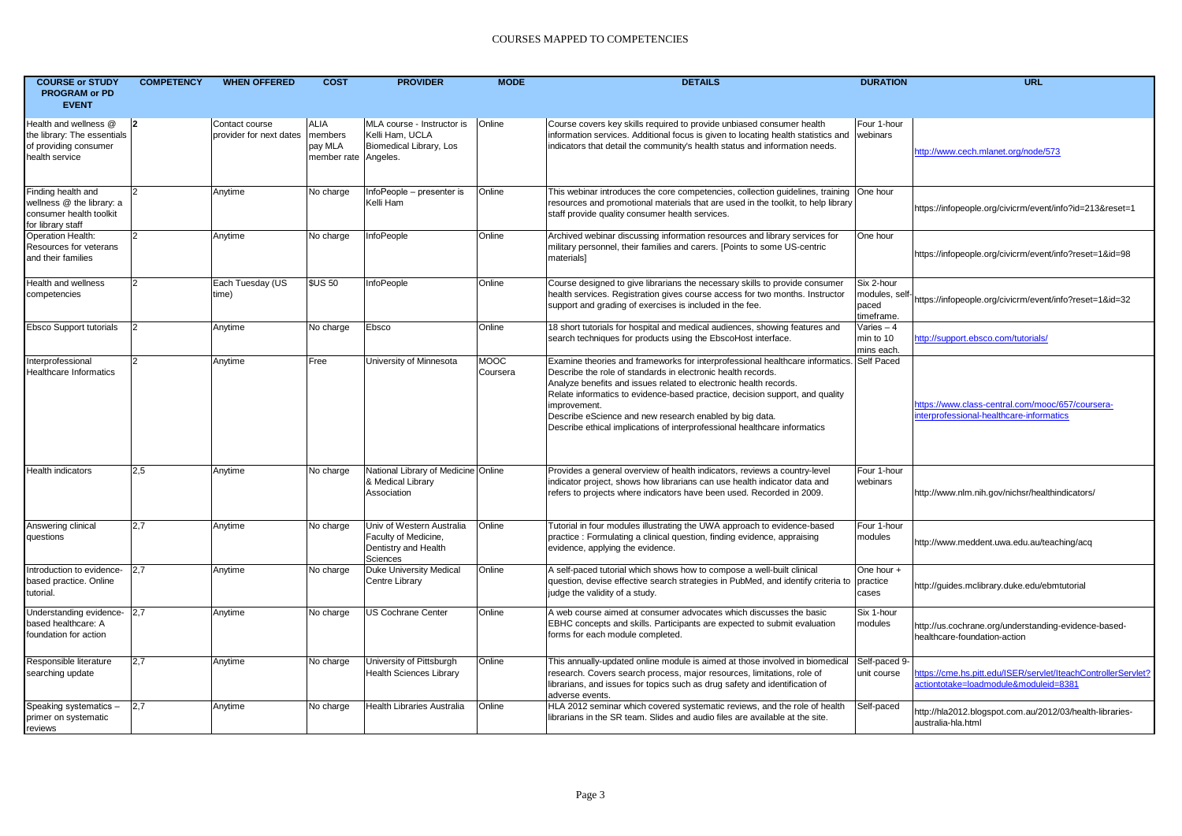# COURSES MAPPED TO COMPETENCIES

| COURSE or STUDY PROGRAM or PD EVENT | COMPETENCY | WHEN OFFERED | COST | PROVIDER | MODE | DETAILS | DURATION | URL |
|---|---|---|---|---|---|---|---|---|
| Health and wellness @ the library: The essentials of providing consumer health service | **2** | Contact course provider for next dates | ALIA members pay MLA member rate | MLA course - Instructor is Kelli Ham, UCLA Biomedical Library, Los Angeles. | Online | Course covers key skills required to provide unbiased consumer health information services. Additional focus is given to locating health statistics and indicators that detail the community's health status and information needs. | Four 1-hour webinars | http://www.cech.mlanet.org/node/573 |
| Finding health and wellness @ the library: a consumer health toolkit for library staff | 2 | Anytime | No charge | InfoPeople – presenter is Kelli Ham | Online | This webinar introduces the core competencies, collection guidelines, training resources and promotional materials that are used in the toolkit, to help library staff provide quality consumer health services. | One hour | https://infopeople.org/civicrm/event/info?id=213&reset=1 |
| Operation Health: Resources for veterans and their families | 2 | Anytime | No charge | InfoPeople | Online | Archived webinar discussing information resources and library services for military personnel, their families and carers. [Points to some US-centric materials] | One hour | https://infopeople.org/civicrm/event/info?reset=1&id=98 |
| Health and wellness competencies | 2 | Each Tuesday (US time) | $US 50 | InfoPeople | Online | Course designed to give librarians the necessary skills to provide consumer health services. Registration gives course access for two months. Instructor support and grading of exercises is included in the fee. | Six 2-hour modules, self-paced timeframe. | https://infopeople.org/civicrm/event/info?reset=1&id=32 |
| Ebsco Support tutorials | 2 | Anytime | No charge | Ebsco | Online | 18 short tutorials for hospital and medical audiences, showing features and search techniques for products using the EbscoHost interface. | Varies – 4 min to 10 mins each. | http://support.ebsco.com/tutorials/ |
| Interprofessional Healthcare Informatics | 2 | Anytime | Free | University of Minnesota | MOOC Coursera | Examine theories and frameworks for interprofessional healthcare informatics. Describe the role of standards in electronic health records. Analyze benefits and issues related to electronic health records. Relate informatics to evidence-based practice, decision support, and quality improvement. Describe eScience and new research enabled by big data. Describe ethical implications of interprofessional healthcare informatics | Self Paced | https://www.class-central.com/mooc/657/coursera-interprofessional-healthcare-informatics |
| Health indicators | 2,5 | Anytime | No charge | National Library of Medicine & Medical Library Association | Online | Provides a general overview of health indicators, reviews a country-level indicator project, shows how librarians can use health indicator data and refers to projects where indicators have been used. Recorded in 2009. | Four 1-hour webinars | http://www.nlm.nih.gov/nichsr/healthindicators/ |
| Answering clinical questions | 2,7 | Anytime | No charge | Univ of Western Australia Faculty of Medicine, Dentistry and Health Sciences | Online | Tutorial in four modules illustrating the UWA approach to evidence-based practice : Formulating a clinical question, finding evidence, appraising evidence, applying the evidence. | Four 1-hour modules | http://www.meddent.uwa.edu.au/teaching/acq |
| Introduction to evidence-based practice. Online tutorial. | 2,7 | Anytime | No charge | Duke University Medical Centre Library | Online | A self-paced tutorial which shows how to compose a well-built clinical question, devise effective search strategies in PubMed, and identify criteria to judge the validity of a study. | One hour + practice cases | http://guides.mclibrary.duke.edu/ebmtutorial |
| Understanding evidence-based healthcare: A foundation for action | 2,7 | Anytime | No charge | US Cochrane Center | Online | A web course aimed at consumer advocates which discusses the basic EBHC concepts and skills. Participants are expected to submit evaluation forms for each module completed. | Six 1-hour modules | http://us.cochrane.org/understanding-evidence-based-healthcare-foundation-action |
| Responsible literature searching update | 2,7 | Anytime | No charge | University of Pittsburgh Health Sciences Library | Online | This annually-updated online module is aimed at those involved in biomedical research. Covers search process, major resources, limitations, role of librarians, and issues for topics such as drug safety and identification of adverse events. | Self-paced 9-unit course | https://cme.hs.pitt.edu/ISER/servlet/IteachControllerServlet?actiontotake=loadmodule&moduleid=8381 |
| Speaking systematics – primer on systematic reviews | 2,7 | Anytime | No charge | Health Libraries Australia | Online | HLA 2012 seminar which covered systematic reviews, and the role of health librarians in the SR team. Slides and audio files are available at the site. | Self-paced | http://hla2012.blogspot.com.au/2012/03/health-libraries-australia-hla.html |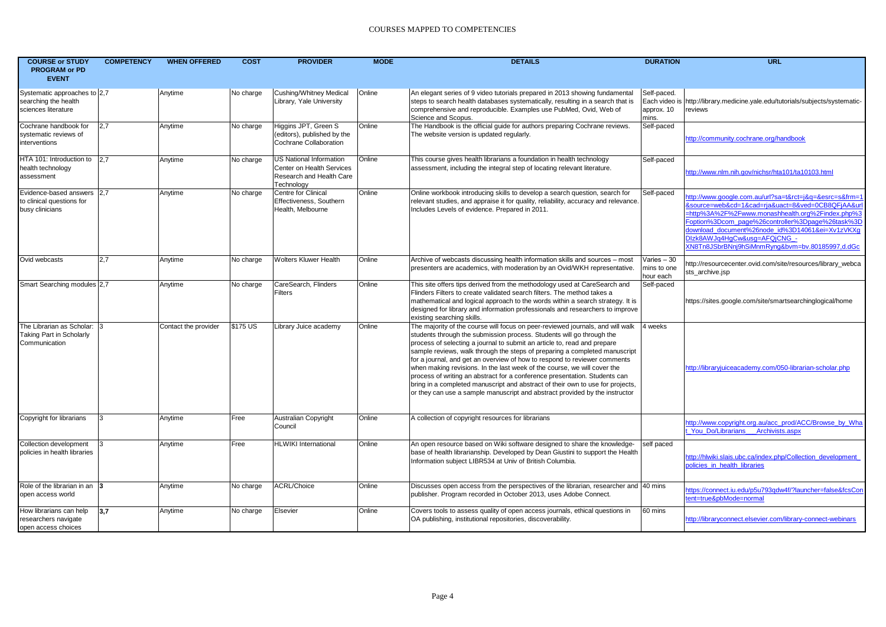# COURSES MAPPED TO COMPETENCIES

| COURSE or STUDY PROGRAM or PD EVENT | COMPETENCY | WHEN OFFERED | COST | PROVIDER | MODE | DETAILS | DURATION | URL |
|---|---|---|---|---|---|---|---|---|
| Systematic approaches to searching the health sciences literature | 2,7 | Anytime | No charge | Cushing/Whitney Medical Library, Yale University | Online | An elegant series of 9 video tutorials prepared in 2013 showing fundamental steps to search health databases systematically, resulting in a search that is comprehensive and reproducible. Examples use PubMed, Ovid, Web of Science and Scopus. | Self-paced. Each video is approx. 10 mins. | http://library.medicine.yale.edu/tutorials/subjects/systematic-reviews |
| Cochrane handbook for systematic reviews of interventions | 2,7 | Anytime | No charge | Higgins JPT, Green S (editors), published by the Cochrane Collaboration | Online | The Handbook is the official guide for authors preparing Cochrane reviews. The website version is updated regularly. | Self-paced | http://community.cochrane.org/handbook |
| HTA 101: Introduction to health technology assessment | 2,7 | Anytime | No charge | US National Information Center on Health Services Research and Health Care Technology | Online | This course gives health librarians a foundation in health technology assessment, including the integral step of locating relevant literature. | Self-paced | http://www.nlm.nih.gov/nichsr/hta101/ta10103.html |
| Evidence-based answers to clinical questions for busy clinicians | 2,7 | Anytime | No charge | Centre for Clinical Effectiveness, Southern Health, Melbourne | Online | Online workbook introducing skills to develop a search question, search for relevant studies, and appraise it for quality, reliability, accuracy and relevance. Includes Levels of evidence. Prepared in 2011. | Self-paced | http://www.google.com.au/url?sa=t&rct=j&q=&esrc=s&frm=1&source=web&cd=1&cad=rja&uact=8&ved=0CB8QFjAA&url=http%3A%2F%2Fwww.monashhealth.org%2Findex.php%3Foption%3Dcom_page%26controller%3Dpage%26task%3Ddownload_document%26node_id%3D14061&ei=Xv1zVKXgDIzk8AWJq4HgCw&usg=AFQjCNG_-XN8Tn8JSbrBNnj9hSiMnmRyng&bvm=bv.80185997,d.dGc |
| Ovid webcasts | 2,7 | Anytime | No charge | Wolters Kluwer Health | Online | Archive of webcasts discussing health information skills and sources – most presenters are academics, with moderation by an Ovid/WKH representative. | Varies – 30 mins to one hour each | http://resourcecenter.ovid.com/site/resources/library_webcasts_archive.jsp |
| Smart Searching modules | 2,7 | Anytime | No charge | CareSearch, Flinders Filters | Online | This site offers tips derived from the methodology used at CareSearch and Flinders Filters to create validated search filters. The method takes a mathematical and logical approach to the words within a search strategy. It is designed for library and information professionals and researchers to improve existing searching skills. | Self-paced | https://sites.google.com/site/smartsearchinglogical/home |
| The Librarian as Scholar: Taking Part in Scholarly Communication | 3 | Contact the provider | $175 US | Library Juice academy | Online | The majority of the course will focus on peer-reviewed journals, and will walk students through the submission process. Students will go through the process of selecting a journal to submit an article to, read and prepare sample reviews, walk through the steps of preparing a completed manuscript for a journal, and get an overview of how to respond to reviewer comments when making revisions. In the last week of the course, we will cover the process of writing an abstract for a conference presentation. Students can bring in a completed manuscript and abstract of their own to use for projects, or they can use a sample manuscript and abstract provided by the instructor | 4 weeks | http://libraryjuiceacademy.com/050-librarian-scholar.php |
| Copyright for librarians | 3 | Anytime | Free | Australian Copyright Council | Online | A collection of copyright resources for librarians | | http://www.copyright.org.au/acc_prod/ACC/Browse_by_What_You_Do/Librarians___Archivists.aspx |
| Collection development policies in health libraries | 3 | Anytime | Free | HLWIKI International | Online | An open resource based on Wiki software designed to share the knowledge-base of health librarianship. Developed by Dean Giustini to support the Health Information subject LIBR534 at Univ of British Columbia. | self paced | http://hlwiki.slais.ubc.ca/index.php/Collection_development_policies_in_health_libraries |
| Role of the librarian in an open access world | **3** | Anytime | No charge | ACRL/Choice | Online | Discusses open access from the perspectives of the librarian, researcher and publisher. Program recorded in October 2013, uses Adobe Connect. | 40 mins | https://connect.iu.edu/p5u793qdw4f/?launcher=false&fcsContent=true&pbMode=normal |
| How librarians can help researchers navigate open access choices | **3,7** | Anytime | No charge | Elsevier | Online | Covers tools to assess quality of open access journals, ethical questions in OA publishing, institutional repositories, discoverability. | 60 mins | http://libraryconnect.elsevier.com/library-connect-webinars |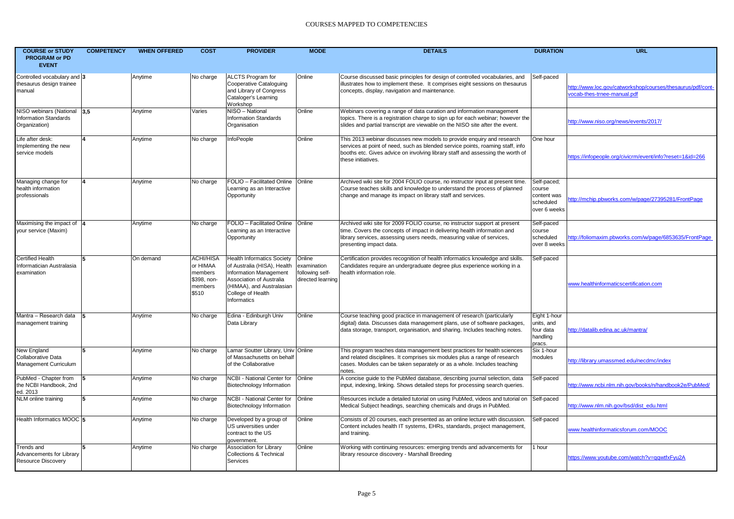# COURSES MAPPED TO COMPETENCIES

| COURSE or STUDY PROGRAM or PD EVENT | COMPETENCY | WHEN OFFERED | COST | PROVIDER | MODE | DETAILS | DURATION | URL |
|---|---|---|---|---|---|---|---|---|
| Controlled vocabulary and thesaurus design trainee manual | 3 | Anytime | No charge | ALCTS Program for Cooperative Cataloguing and Library of Congress Cataloger's Learning Workshop | Online | Course discussed basic principles for design of controlled vocabularies, and illustrates how to implement these. It comprises eight sessions on thesaurus concepts, display, navigation and maintenance. | Self-paced | http://www.loc.gov/catworkshop/courses/thesaurus/pdf/cont-vocab-thes-trnee-manual.pdf |
| NISO webinars (National Information Standards Organization) | 3,5 | Anytime | Varies | NISO – National Information Standards Organisation | Online | Webinars covering a range of data curation and information management topics. There is a registration charge to sign up for each webinar; however the slides and partial transcript are viewable on the NISO site after the event. | | http://www.niso.org/news/events/2017/ |
| Life after desk: Implementing the new service models | 4 | Anytime | No charge | InfoPeople | Online | This 2013 webinar discusses new models to provide enquiry and research services at point of need, such as blended service points, roaming staff, info booths etc. Gives advice on involving library staff and assessing the worth of these initiatives. | One hour | https://infopeople.org/civicrm/event/info?reset=1&id=266 |
| Managing change for health information professionals | 4 | Anytime | No charge | FOLIO – Facilitated Online Learning as an Interactive Opportunity | Online | Archived wiki site for 2004 FOLIO course, no instructor input at present time. Course teaches skills and knowledge to understand the process of planned change and manage its impact on library staff and services. | Self-paced; course content was scheduled over 6 weeks | http://mchip.pbworks.com/w/page/27395281/FrontPage |
| Maximising the impact of your service (Maxim) | 4 | Anytime | No charge | FOLIO – Facilitated Online Learning as an Interactive Opportunity | Online | Archived wiki site for 2009 FOLIO course, no instructor support at present time. Covers the concepts of impact in delivering health information and library services, assessing users needs, measuring value of services, presenting impact data. | Self-paced course scheduled over 8 weeks | http://foliomaxim.pbworks.com/w/page/6853635/FrontPage |
| Certified Health Informatician Australasia examination | 5 | On demand | ACHI/HISA or HIMAA members $398, non-members $510 | Health Informatics Society of Australia (HISA), Health Information Management Association of Australia (HIMAA), and Australasian College of Health Informatics | Online examination following self-directed learning | Certification provides recognition of health informatics knowledge and skills. Candidates require an undergraduate degree plus experience working in a health information role. | Self-paced | www.healthinformaticscertification.com |
| Mantra – Research data management training | 5 | Anytime | No charge | Edina - Edinburgh Univ Data Library | Online | Course teaching good practice in management of research (particularly digital) data. Discusses data management plans, use of software packages, data storage, transport, organisation, and sharing. Includes teaching notes. | Eight 1-hour units, and four data handling pracs. | http://datalib.edina.ac.uk/mantra/ |
| New England Collaborative Data Management Curriculum | 5 | Anytime | No charge | Lamar Soutter Library, Univ of Massachusetts on behalf of the Collaborative | Online | This program teaches data management best practices for health sciences and related disciplines. It comprises six modules plus a range of research cases. Modules can be taken separately or as a whole. Includes teaching notes. | Six 1-hour modules | http://library.umassmed.edu/necdmc/index |
| PubMed - Chapter from the NCBI Handbook, 2nd ed. 2013 | 5 | Anytime | No charge | NCBI - National Center for Biotechnology Information | Online | A concise guide to the PubMed database, describing journal selection, data input, indexing, linking. Shows detailed steps for processing search queries. | Self-paced | http://www.ncbi.nlm.nih.gov/books/n/handbook2e/PubMed/ |
| NLM online training | 5 | Anytime | No charge | NCBI - National Center for Biotechnology Information | Online | Resources include a detailed tutorial on using PubMed, videos and tutorial on Medical Subject headings, searching chemicals and drugs in PubMed. | Self-paced | http://www.nlm.nih.gov/bsd/dist_edu.html |
| Health Informatics MOOC | 5 | Anytime | No charge | Developed by a group of US universities under contract to the US government. | Online | Consists of 20 courses, each presented as an online lecture with discussion. Content includes health IT systems, EHRs, standards, project management, and training. | Self-paced | www.healthinformaticsforum.com/MOOC |
| Trends and Advancements for Library Resource Discovery | 5 | Anytime | No charge | Association for Library Collections & Technical Services | Online | Working with continuing resources: emerging trends and advancements for library resource discovery - Marshall Breeding | 1 hour | https://www.youtube.com/watch?v=qqwtfxFyu2A |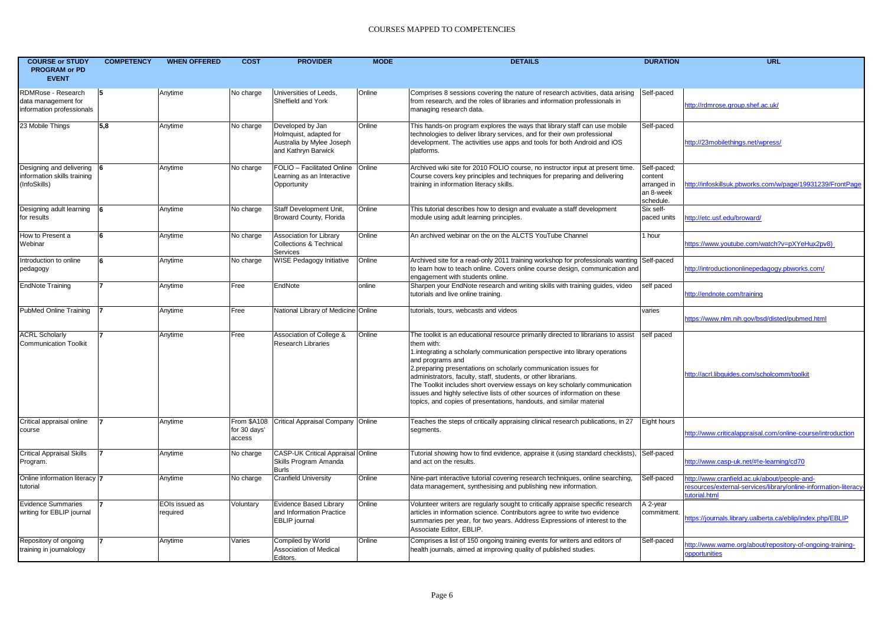# COURSES MAPPED TO COMPETENCIES

| COURSE or STUDY PROGRAM or PD EVENT | COMPETENCY | WHEN OFFERED | COST | PROVIDER | MODE | DETAILS | DURATION | URL |
|---|---|---|---|---|---|---|---|---|
| RDMRose - Research data management for information professionals | 5 | Anytime | No charge | Universities of Leeds, Sheffield and York | Online | Comprises 8 sessions covering the nature of research activities, data arising from research, and the roles of libraries and information professionals in managing research data. | Self-paced | http://rdmrose.group.shef.ac.uk/ |
| 23 Mobile Things | 5,8 | Anytime | No charge | Developed by Jan Holmquist, adapted for Australia by Mylee Joseph and Kathryn Barwick | Online | This hands-on program explores the ways that library staff can use mobile technologies to deliver library services, and for their own professional development. The activities use apps and tools for both Android and iOS platforms. | Self-paced | http://23mobilethings.net/wpress/ |
| Designing and delivering information skills training (InfoSkills) | 6 | Anytime | No charge | FOLIO – Facilitated Online Learning as an Interactive Opportunity | Online | Archived wiki site for 2010 FOLIO course, no instructor input at present time. Course covers key principles and techniques for preparing and delivering training in information literacy skills. | Self-paced; content arranged in an 8-week schedule. | http://infoskillsuk.pbworks.com/w/page/19931239/FrontPage |
| Designing adult learning for results | 6 | Anytime | No charge | Staff Development Unit, Broward County, Florida | Online | This tutorial describes how to design and evaluate a staff development module using adult learning principles. | Six self-paced units | http://etc.usf.edu/broward/ |
| How to Present a Webinar | 6 | Anytime | No charge | Association for Library Collections & Technical Services | Online | An archived webinar on the on the ALCTS YouTube Channel | 1 hour | https://www.youtube.com/watch?v=pXYeHux2pv8) |
| Introduction to online pedagogy | 6 | Anytime | No charge | WISE Pedagogy Initiative | Online | Archived site for a read-only 2011 training workshop for professionals wanting to learn how to teach online. Covers online course design, communication and engagement with students online. | Self-paced | http://introductiononlinepedagogy.pbworks.com/ |
| EndNote Training | 7 | Anytime | Free | EndNote | online | Sharpen your EndNote research and writing skills with training guides, video tutorials and live online training. | self paced | http://endnote.com/training |
| PubMed Online Training | 7 | Anytime | Free | National Library of Medicine | Online | tutorials, tours, webcasts and videos | varies | https://www.nlm.nih.gov/bsd/disted/pubmed.html |
| ACRL Scholarly Communication Toolkit | 7 | Anytime | Free | Association of College & Research Libraries | Online | The toolkit is an educational resource primarily directed to librarians to assist them with:<br>1.integrating a scholarly communication perspective into library operations and programs and<br>2.preparing presentations on scholarly communication issues for administrators, faculty, staff, students, or other librarians.<br>The Toolkit includes short overview essays on key scholarly communication issues and highly selective lists of other sources of information on these topics, and copies of presentations, handouts, and similar material | self paced | http://acrl.libguides.com/scholcomm/toolkit |
| Critical appraisal online course | 7 | Anytime | From $A108 for 30 days' access | Critical Appraisal Company | Online | Teaches the steps of critically appraising clinical research publications, in 27 segments. | Eight hours | http://www.criticalappraisal.com/online-course/introduction |
| Critical Appraisal Skills Program. | 7 | Anytime | No charge | CASP-UK Critical Appraisal Skills Program Amanda Burls | Online | Tutorial showing how to find evidence, appraise it (using standard checklists), and act on the results. | Self-paced | http://www.casp-uk.net/#!e-learning/cd70 |
| Online information literacy tutorial | 7 | Anytime | No charge | Cranfield University | Online | Nine-part interactive tutorial covering research techniques, online searching, data management, synthesising and publishing new information. | Self-paced | http://www.cranfield.ac.uk/about/people-and-resources/external-services/library/online-information-literacy-tutorial.html |
| Evidence Summaries writing for EBLIP journal | 7 | EOIs issued as required | Voluntary | Evidence Based Library and Information Practice EBLIP journal | Online | Volunteer writers are regularly sought to critically appraise specific research articles in information science. Contributors agree to write two evidence summaries per year, for two years. Address Expressions of interest to the Associate Editor, EBLIP. | A 2-year commitment. | https://journals.library.ualberta.ca/eblip/index.php/EBLIP |
| Repository of ongoing training in journalology | 7 | Anytime | Varies | Compiled by World Association of Medical Editors. | Online | Comprises a list of 150 ongoing training events for writers and editors of health journals, aimed at improving quality of published studies. | Self-paced | http://www.wame.org/about/repository-of-ongoing-training-opportunities |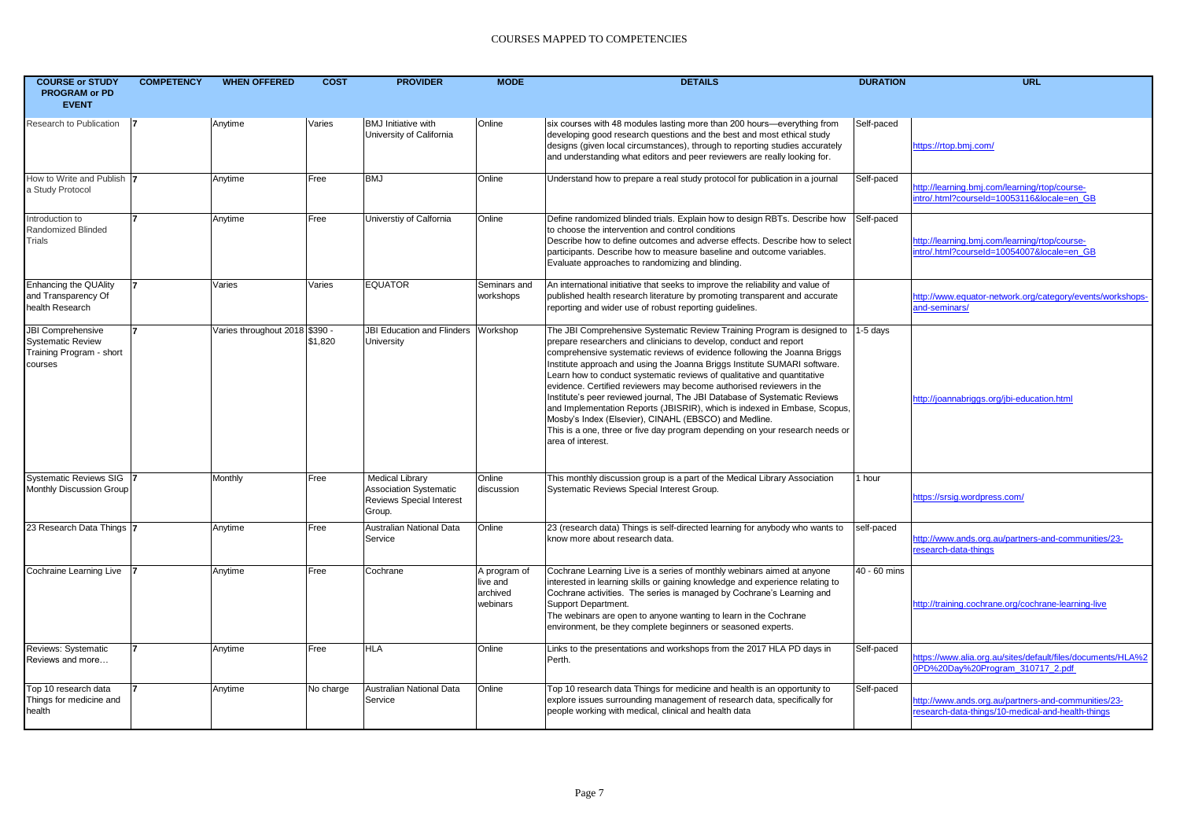# COURSES MAPPED TO COMPETENCIES

| COURSE or STUDY PROGRAM or PD EVENT | COMPETENCY | WHEN OFFERED | COST | PROVIDER | MODE | DETAILS | DURATION | URL |
|---|---|---|---|---|---|---|---|---|
| Research to Publication | 7 | Anytime | Varies | BMJ Initiative with University of California | Online | six courses with 48 modules lasting more than 200 hours—everything from developing good research questions and the best and most ethical study designs (given local circumstances), through to reporting studies accurately and understanding what editors and peer reviewers are really looking for. | Self-paced | https://rtop.bmj.com/ |
| How to Write and Publish a Study Protocol | 7 | Anytime | Free | BMJ | Online | Understand how to prepare a real study protocol for publication in a journal | Self-paced | http://learning.bmj.com/learning/rtop/course-intro/.html?courseId=10053116&locale=en_GB |
| Introduction to Randomized Blinded Trials | 7 | Anytime | Free | Universtiy of Calfornia | Online | Define randomized blinded trials. Explain how to design RBTs. Describe how to choose the intervention and control conditions Describe how to define outcomes and adverse effects. Describe how to select participants. Describe how to measure baseline and outcome variables. Evaluate approaches to randomizing and blinding. | Self-paced | http://learning.bmj.com/learning/rtop/course-intro/.html?courseId=10054007&locale=en_GB |
| Enhancing the QUAlity and Transparency Of health Research | 7 | Varies | Varies | EQUATOR | Seminars and workshops | An international initiative that seeks to improve the reliability and value of published health research literature by promoting transparent and accurate reporting and wider use of robust reporting guidelines. | | http://www.equator-network.org/category/events/workshops-and-seminars/ |
| JBI Comprehensive Systematic Review Training Program - short courses | 7 | Varies throughout 2018 | $390 - $1,820 | JBI Education and Flinders University | Workshop | The JBI Comprehensive Systematic Review Training Program is designed to prepare researchers and clinicians to develop, conduct and report comprehensive systematic reviews of evidence following the Joanna Briggs Institute approach and using the Joanna Briggs Institute SUMARI software. Learn how to conduct systematic reviews of qualitative and quantitative evidence. Certified reviewers may become authorised reviewers in the Institute's peer reviewed journal, The JBI Database of Systematic Reviews and Implementation Reports (JBISRIR), which is indexed in Embase, Scopus, Mosby's Index (Elsevier), CINAHL (EBSCO) and Medline. This is a one, three or five day program depending on your research needs or area of interest. | 1-5 days | http://joannabriggs.org/jbi-education.html |
| Systematic Reviews SIG Monthly Discussion Group | 7 | Monthly | Free | Medical Library Association Systematic Reviews Special Interest Group. | Online discussion | This monthly discussion group is a part of the Medical Library Association Systematic Reviews Special Interest Group. | 1 hour | https://srsig.wordpress.com/ |
| 23 Research Data Things | 7 | Anytime | Free | Australian National Data Service | Online | 23 (research data) Things is self-directed learning for anybody who wants to know more about research data. | self-paced | http://www.ands.org.au/partners-and-communities/23-research-data-things |
| Cochraine Learning Live | 7 | Anytime | Free | Cochrane | A program of live and archived webinars | Cochrane Learning Live is a series of monthly webinars aimed at anyone interested in learning skills or gaining knowledge and experience relating to Cochrane activities. The series is managed by Cochrane's Learning and Support Department. The webinars are open to anyone wanting to learn in the Cochrane environment, be they complete beginners or seasoned experts. | 40 - 60 mins | http://training.cochrane.org/cochrane-learning-live |
| Reviews: Systematic Reviews and more… | 7 | Anytime | Free | HLA | Online | Links to the presentations and workshops from the 2017 HLA PD days in Perth. | Self-paced | https://www.alia.org.au/sites/default/files/documents/HLA%20PD%20Day%20Program_310717_2.pdf |
| Top 10 research data Things for medicine and health | 7 | Anytime | No charge | Australian National Data Service | Online | Top 10 research data Things for medicine and health is an opportunity to explore issues surrounding management of research data, specifically for people working with medical, clinical and health data | Self-paced | http://www.ands.org.au/partners-and-communities/23-research-data-things/10-medical-and-health-things |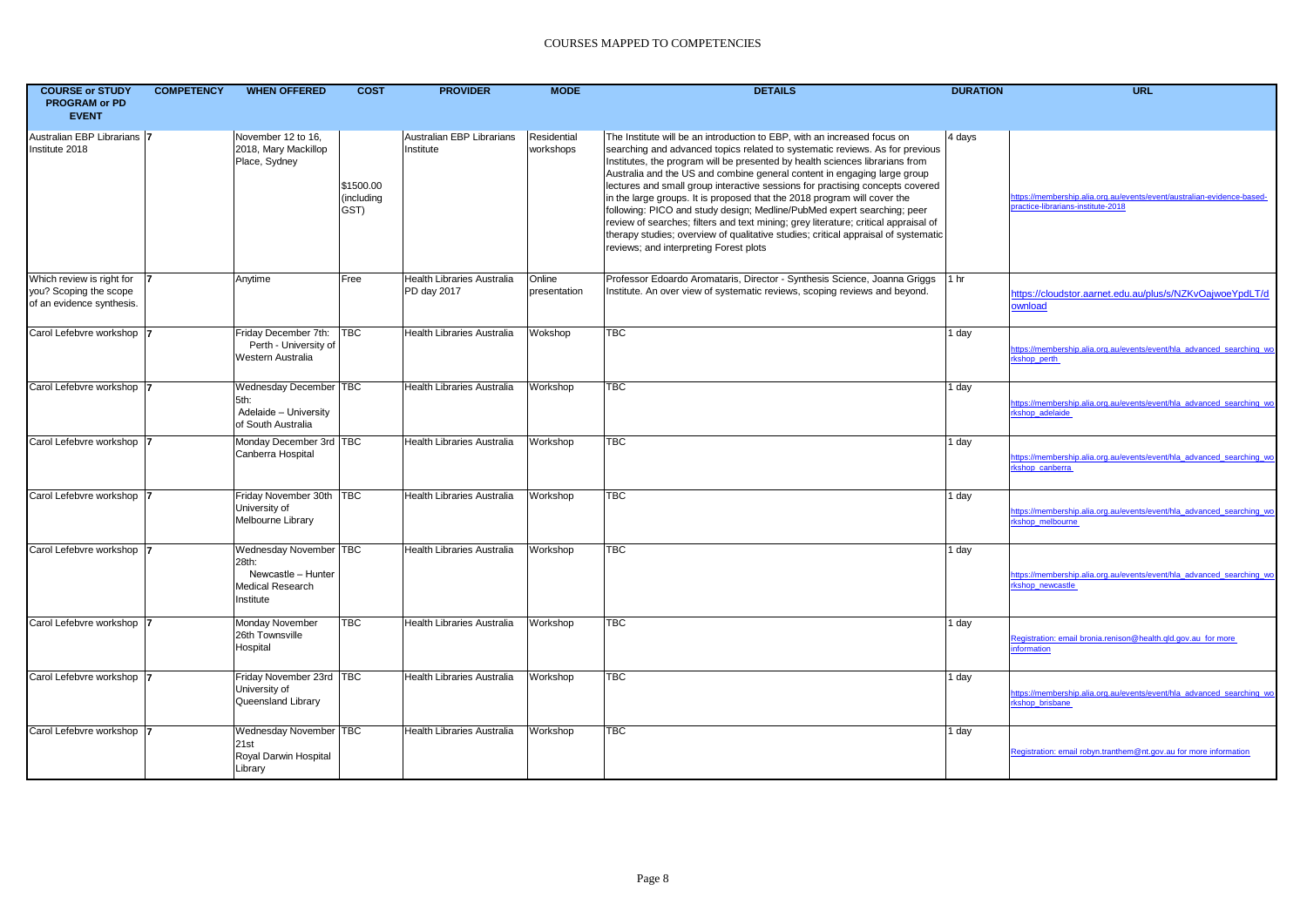# COURSES MAPPED TO COMPETENCIES

| COURSE or STUDY PROGRAM or PD EVENT | COMPETENCY | WHEN OFFERED | COST | PROVIDER | MODE | DETAILS | DURATION | URL |
|---|---|---|---|---|---|---|---|---|
| Australian EBP Librarians Institute 2018 | 7 | November 12 to 16, 2018, Mary Mackillop Place, Sydney | $1500.00 (including GST) | Australian EBP Librarians Institute | Residential workshops | The Institute will be an introduction to EBP, with an increased focus on searching and advanced topics related to systematic reviews. As for previous Institutes, the program will be presented by health sciences librarians from Australia and the US and combine general content in engaging large group lectures and small group interactive sessions for practising concepts covered in the large groups. It is proposed that the 2018 program will cover the following: PICO and study design; Medline/PubMed expert searching; peer review of searches; filters and text mining; grey literature; critical appraisal of therapy studies; overview of qualitative studies; critical appraisal of systematic reviews; and interpreting Forest plots | 4 days | https://membership.alia.org.au/events/event/australian-evidence-based-practice-librarians-institute-2018 |
| Which review is right for you? Scoping the scope of an evidence synthesis. | 7 | Anytime | Free | Health Libraries Australia PD day 2017 | Online presentation | Professor Edoardo Aromataris, Director - Synthesis Science, Joanna Griggs Institute. An over view of systematic reviews, scoping reviews and beyond. | 1 hr | https://cloudstor.aarnet.edu.au/plus/s/NZKvOajwoeYpdLT/download |
| Carol Lefebvre workshop | 7 | Friday December 7th: Perth - University of Western Australia | TBC | Health Libraries Australia | Wokshop | TBC | 1 day | https://membership.alia.org.au/events/event/hla_advanced_searching_workshop_perth |
| Carol Lefebvre workshop | 7 | Wednesday December 5th: Adelaide – University of South Australia | TBC | Health Libraries Australia | Workshop | TBC | 1 day | https://membership.alia.org.au/events/event/hla_advanced_searching_workshop_adelaide |
| Carol Lefebvre workshop | 7 | Monday December 3rd Canberra Hospital | TBC | Health Libraries Australia | Workshop | TBC | 1 day | https://membership.alia.org.au/events/event/hla_advanced_searching_workshop_canberra |
| Carol Lefebvre workshop | 7 | Friday November 30th University of Melbourne Library | TBC | Health Libraries Australia | Workshop | TBC | 1 day | https://membership.alia.org.au/events/event/hla_advanced_searching_workshop_melbourne |
| Carol Lefebvre workshop | 7 | Wednesday November 28th: Newcastle – Hunter Medical Research Institute | TBC | Health Libraries Australia | Workshop | TBC | 1 day | https://membership.alia.org.au/events/event/hla_advanced_searching_workshop_newcastle |
| Carol Lefebvre workshop | 7 | Monday November 26th Townsville Hospital | TBC | Health Libraries Australia | Workshop | TBC | 1 day | Registration: email bronia.renison@health.qld.gov.au for more information |
| Carol Lefebvre workshop | 7 | Friday November 23rd University of Queensland Library | TBC | Health Libraries Australia | Workshop | TBC | 1 day | https://membership.alia.org.au/events/event/hla_advanced_searching_workshop_brisbane |
| Carol Lefebvre workshop | 7 | Wednesday November 21st Royal Darwin Hospital Library | TBC | Health Libraries Australia | Workshop | TBC | 1 day | Registration: email robyn.tranthem@nt.gov.au for more information |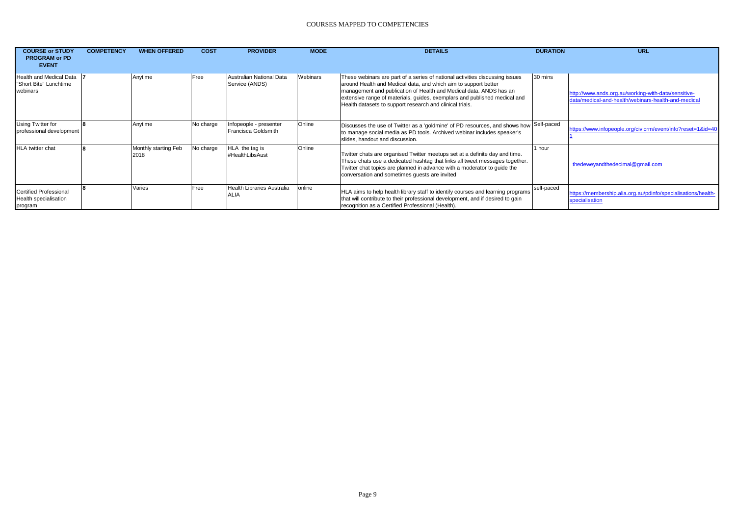# COURSES MAPPED TO COMPETENCIES

| COURSE or STUDY PROGRAM or PD EVENT | COMPETENCY | WHEN OFFERED | COST | PROVIDER | MODE | DETAILS | DURATION | URL |
|---|---|---|---|---|---|---|---|---|
| Health and Medical Data "Short Bite" Lunchtime webinars | **7** | Anytime | Free | Australian National Data Service (ANDS) | Webinars | These webinars are part of a series of national activities discussing issues around Health and Medical data, and which aim to support better management and publication of Health and Medical data. ANDS has an extensive range of materials, guides, exemplars and published medical and Health datasets to support research and clinical trials. | 30 mins | http://www.ands.org.au/working-with-data/sensitive-data/medical-and-health/webinars-health-and-medical |
| Using Twitter for professional development | **8** | Anytime | No charge | Infopeople - presenter Francisca Goldsmith | Online | Discusses the use of Twitter as a 'goldmine' of PD resources, and shows how to manage social media as PD tools. Archived webinar includes speaker's slides, handout and discussion. | Self-paced | https://www.infopeople.org/civicrm/event/info?reset=1&id=401 |
| HLA twitter chat | **8** | Monthly starting Feb 2018 | No charge | HLA the tag is #HealthLibsAust | Online | Twitter chats are organised Twitter meetups set at a definite day and time. These chats use a dedicated hashtag that links all tweet messages together. Twitter chat topics are planned in advance with a moderator to guide the conversation and sometimes guests are invited | 1 hour | thedeweyandthedecimal@gmail.com |
| Certified Professional Health specialisation program | **8** | Varies | Free | Health Libraries Australia ALIA | online | HLA aims to help health library staff to identify courses and learning programs that will contribute to their professional development, and if desired to gain recognition as a Certified Professional (Health). | self-paced | https://membership.alia.org.au/pdinfo/specialisations/health-specialisation |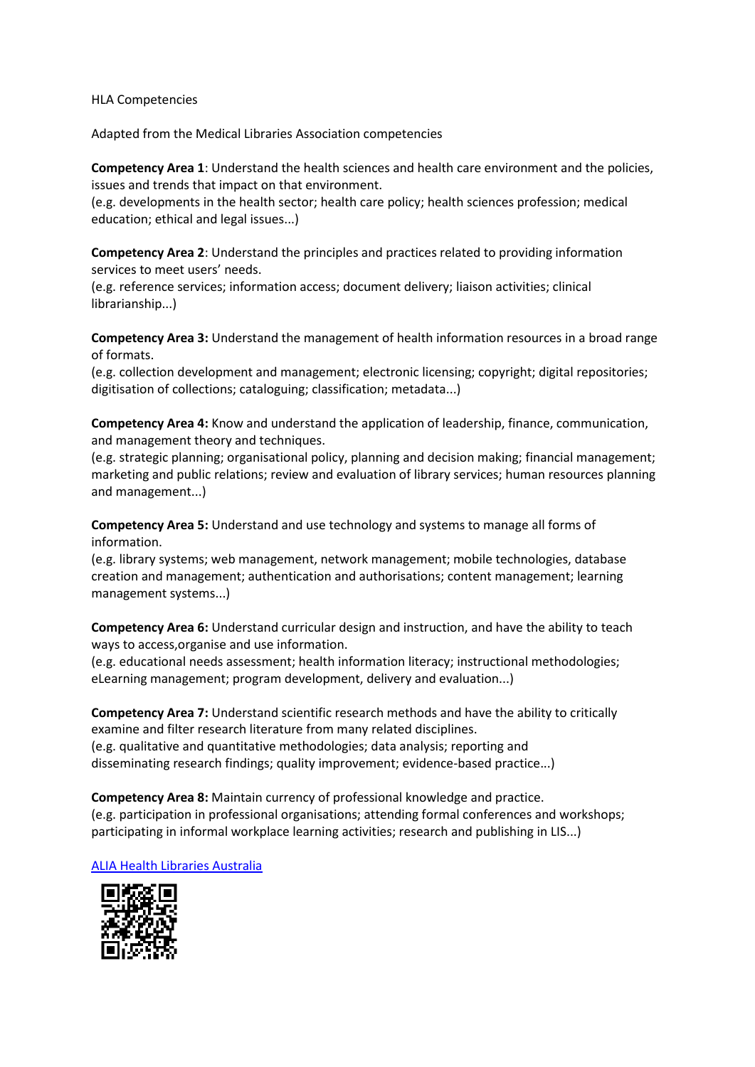HLA Competencies

Adapted from the Medical Libraries Association competencies

**Competency Area 1**: Understand the health sciences and health care environment and the policies, issues and trends that impact on that environment.
(e.g. developments in the health sector; health care policy; health sciences profession; medical education; ethical and legal issues...)

**Competency Area 2**: Understand the principles and practices related to providing information services to meet users' needs.
(e.g. reference services; information access; document delivery; liaison activities; clinical librarianship...)

**Competency Area 3:** Understand the management of health information resources in a broad range of formats.
(e.g. collection development and management; electronic licensing; copyright; digital repositories; digitisation of collections; cataloguing; classification; metadata...)

**Competency Area 4:** Know and understand the application of leadership, finance, communication, and management theory and techniques.
(e.g. strategic planning; organisational policy, planning and decision making; financial management; marketing and public relations; review and evaluation of library services; human resources planning and management...)

**Competency Area 5:** Understand and use technology and systems to manage all forms of information.
(e.g. library systems; web management, network management; mobile technologies, database creation and management; authentication and authorisations; content management; learning management systems...)

**Competency Area 6:** Understand curricular design and instruction, and have the ability to teach ways to access,organise and use information.
(e.g. educational needs assessment; health information literacy; instructional methodologies; eLearning management; program development, delivery and evaluation...)

**Competency Area 7:** Understand scientific research methods and have the ability to critically examine and filter research literature from many related disciplines.
(e.g. qualitative and quantitative methodologies; data analysis; reporting and disseminating research findings; quality improvement; evidence-based practice...)

**Competency Area 8:** Maintain currency of professional knowledge and practice.
(e.g. participation in professional organisations; attending formal conferences and workshops; participating in informal workplace learning activities; research and publishing in LIS...)

[ALIA Health Libraries Australia]